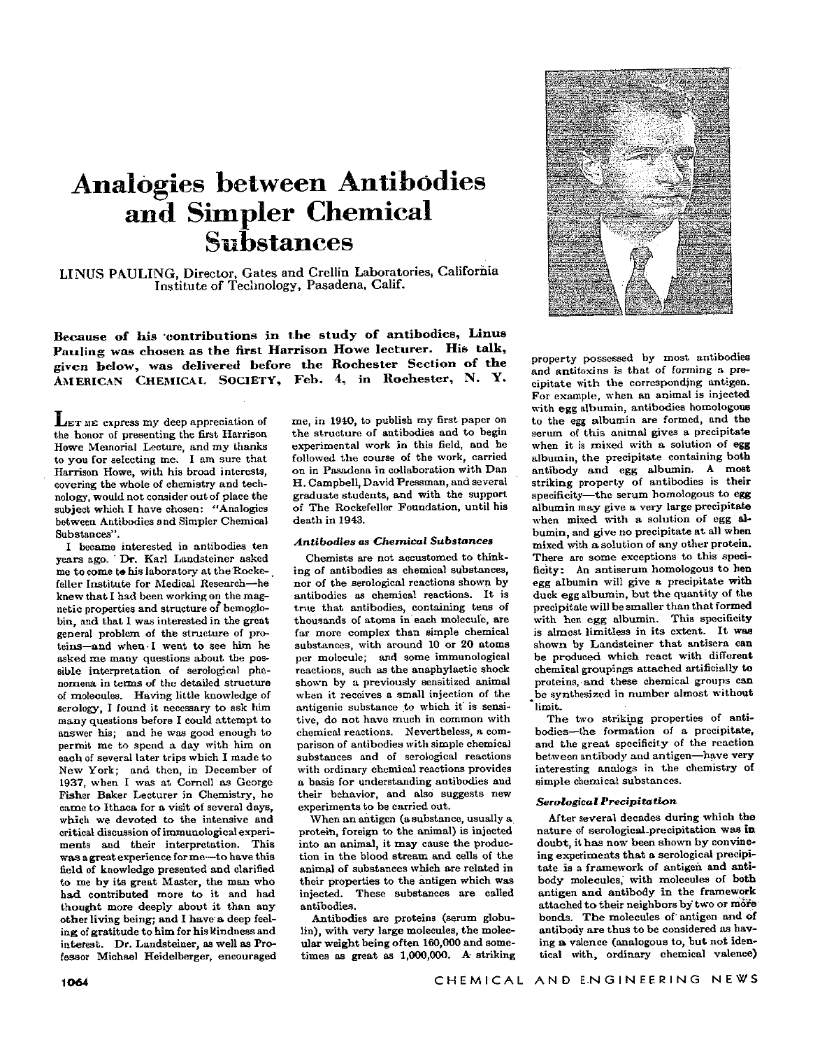# Analogies between Antibodies and Simpler Chemical Substances

LINUS PAULING, Director, Gates and Crellin Laboratories, California Institute of Technology, Pasadena, Calif.

**Because of his contributions in the study of antibodies, Linus Pauling was chosen as the first Harrison Howe lecturer. His talk, given below, was delivered before the Rochester Section of the AMERICAN CHEMICAL SOCIETY, Feb. 4, in Rochester, N. Y.**

LET ME express my deep appreciation of the honor of presenting the first Harrison Howe Memorial Lecture, and my thanks to you for selecting me. I am sure that Harrison Howe, with his broad interests, covering the whole of chemistry and technology, would not consider out of place the subject which I have chosen: "Analogies between Antibodies and Simpler Chemical Substances".

I became interested in antibodies ten years ago. Dr. Karl Landsteiner asked me to come to his laboratory at the Rockefeller Institute for Medical Research—he knew that I had been working on the magnetic properties and structure of hemoglobin, and that I was interested in the great general problem of the structure of proteins—and when I went to see him he asked me many questions about the possible interpretation of serological phenomena in terms of the detailed structure of molecules. Having little knowledge of serology, I found it necessary to ask him many questions before I could attempt to answer his; and he was good enough to permit me to spend a day with him on each of several later trips which I made to New York; and then, in December of 1937, when I was at Cornell as George Fisher Baker Lecturer in Chemistry, he came to Ithaca for a visit of several days, which we devoted to the intensive and critical discussion of immunological experiments and their interpretation. This was a great experience for me—to have this field of knowledge presented and clarified to me by its great Master, the man who had contributed more to it and had thought more deeply about it than any other living being; and I have a deep feeling of gratitude to him for his kindness and interest. Dr. Landsteiner, as well as Professor Michael Heidelberger, encouraged me, in 1940, to publish my first paper on the structure of antibodies and to begin experimental work in this field, and he followed the course of the work, carried on in Pasadena in collaboration with Dan H. Campbell, David Pressman, and several graduate students, and with the support of The Rockefeller Foundation, until his death in 1943.

### Antibodies as Chemical Substances

Chemists are not accustomed to thinking of antibodies as chemical substances, nor of the serological reactions shown by antibodies as chemical reactions. It is true that antibodies, containing tens of thousands of atoms in each molecule, are far more complex than simple chemical substances, with around 10 or 20 atoms per molecule; and some immunological reactions, such as the anaphylactic shock shown by a previously sensitized animal when it receives a small injection of the antigenic substance to which it is sensitive, do not have much in common with chemical reactions. Nevertheless, a comparison of antibodies with simple chemical substances and of serological reactions with ordinary chemical reactions provides a basis for understanding antibodies and their behavior, and also suggests new experiments to be carried out.

When an antigen (a substance, usually a protein, foreign to the animal) is injected into an animal, it may cause the production in the blood stream and cells of the animal of substances which are related in their properties to the antigen which was injected. These substances are called antibodies.

Antibodies are proteins (serum globulin), with very large molecules, the molecular weight being often 160,000 and sometimes as great as 1,000,000. A striking property possessed by most antibodies and antitoxins is that of forming a precipitate with the corresponding antigen. For example, when an animal is injected with egg albumin, antibodies homologous to the egg albumin are formed, and the serum of this animal gives a precipitate when it is mixed with a solution of egg albumin, the precipitate containing both antibody and egg albumin. A most striking property of antibodies is their specificity—the serum homologous to egg albumin may give a very large precipitate when mixed with a solution of egg albumin, and give no precipitate at all when mixed with a solution of any other protein. There are some exceptions to this specificity: An antiserum homologous to hen egg albumin will give a precipitate with duck egg albumin, but the quantity of the precipitate will be smaller than that formed with hen egg albumin. This specificity is almost limitless in its extent. It was shown by Landsteiner that antisera can be produced which react with different chemical groupings attached artificially to proteins, and these chemical groups can be synthesized in number almost without limit.

The two striking properties of antibodies—the formation of a precipitate, and the great specificity of the reaction between antibody and antigen—have very interesting analogs in the chemistry of simple chemical substances.

### Serological Precipitation

After several decades during which the nature of serological precipitation was in doubt, it has now been shown by convincing experiments that a serological precipitate is a framework of antigen and antibody molecules, with molecules of both antigen and antibody in the framework attached to their neighbors by two or more bonds. The molecules of antigen and of antibody are thus to be considered as having a valence (analogous to, but not identical with, ordinary chemical valence)